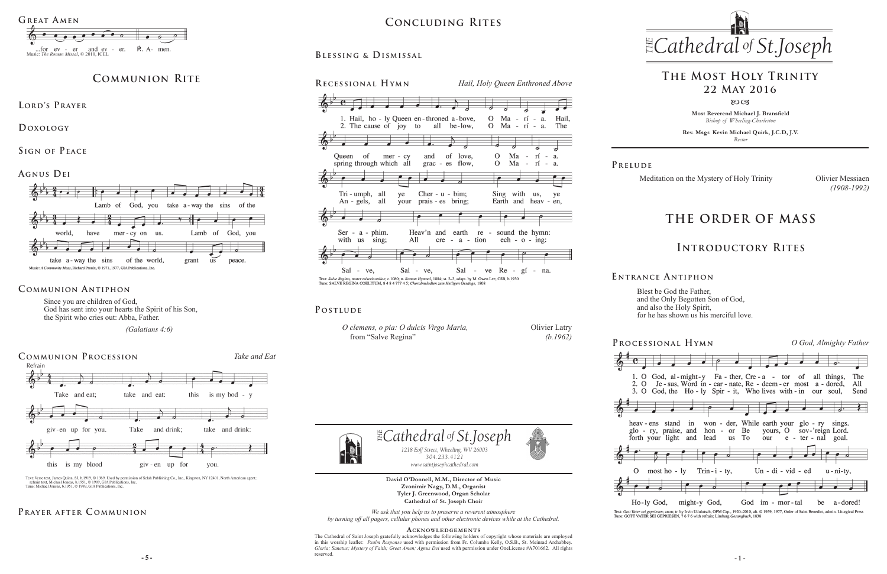## Great Amen

...for ev - er and ev - er. ℟. A- men.

Music: *The Roman Missal*, © 2010, ICEL

# Communion Rite

## Lord's Prayer

## Doxology

## Sign of Peace

## Agnus Dei

Lamb of God, you take a-way the sins of the world, have mer-cy on us. Lamb of God, you take a-way the sins of the world, grant us peace.

Music: *A Community Mass*, Richard Proulx, © 1971, 1977, GIA Publications, Inc.

## Communion Antiphon

Since you are children of God,
God has sent into your hearts the Spirit of his Son,
the Spirit who cries out: Abba, Father.

*(Galatians 4:6)*

## Communion Procession

*Take and Eat*

Refrain

Take and eat; take and eat: this is my bod - y giv-en up for you. Take and drink; take and drink: this is my blood giv - en up for you.

Text: Verse text, James Quinn, SJ, b.1919, © 1989. Used by permission of Selah Publishing Co., Inc., Kingston, NY 12401, North American agent.; refrain text, Michael Joncas, b.1951, © 1989, GIA Publications, Inc.
Tune: Michael Joncas, b.1951, © 1989, GIA Publications, Inc.

## Prayer after Communion

# Concluding Rites

## Blessing & Dismissal

## Recessional Hymn

*Hail, Holy Queen Enthroned Above*

1. Hail, ho - ly Queen en - throned a - bove, O Ma - rí - a. Hail, Queen of mer - cy and of love, O Ma - rí - a.
2. The cause of joy to all be - low, O Ma - rí - a. The spring through which all grac - es flow, O Ma - rí - a.

Tri - umph, all ye Cher - u - bim; Sing with us, ye Ser - a - phim. Heav'n and earth re - sound the hymn:
An - gels, all your prais - es bring; Earth and heav - en, with us sing; All cre - a - tion ech - o - ing:

Sal - ve, Sal - ve, Sal - ve Re - gí - na.

Text: *Salve Regina, mater misericordiae*; c.1080; tr. *Roman Hymnal*, 1884; st. 2–3, adapt. by M. Owen Lee, CSB, b.1930
Tune: SALVE REGINA COELITUM, 8 4 8 4 777 4 5; *Choralmelodien zum Heiligen Gesänge*, 1808

## Postlude

*O clemens, o pia: O dulcis Virgo Maria,* from "Salve Regina" — Olivier Latry *(b.1962)*

The Cathedral of St. Joseph

*1218 Eoff Street, Wheeling, WV 26003*
*304.233.4121*
*www.saintjosephcathedral.com*

**David O'Donnell, M.M., Director of Music**
**Zvonimir Nagy, D.M., Organist**
**Tyler J. Greenwood, Organ Scholar**
**Cathedral of St. Joseph Choir**

*We ask that you help us to preserve a reverent atmosphere by turning off all pagers, cellular phones and other electronic devices while at the Cathedral.*

### Acknowledgements

The Cathedral of Saint Joseph gratefully acknowledges the following holders of copyright whose materials are employed in this worship leaflet: *Psalm Response* used with permission from Fr. Columba Kelly, O.S.B., St. Meinrad Archabbey. *Gloria; Sanctus; Mystery of Faith; Great Amen; Agnus Dei* used with permission under OneLicense #A701662. All rights reserved.

The Cathedral of St. Joseph

# The Most Holy Trinity
## 22 May 2016

**Most Reverend Michael J. Bransfield**
*Bishop of Wheeling-Charleston*

**Rev. Msgr. Kevin Michael Quirk, J.C.D, J.V.**
*Rector*

## Prelude

Meditation on the Mystery of Holy Trinity — Olivier Messiaen *(1908-1992)*

# The Order of Mass

# Introductory Rites

## Entrance Antiphon

Blest be God the Father,
and the Only Begotten Son of God,
and also the Holy Spirit,
for he has shown us his merciful love.

## Processional Hymn

*O God, Almighty Father*

1. O God, al - might - y Fa - ther, Cre - a - tor of all things, The heav - ens stand in won - der, While earth your glo - ry sings.
2. O Je - sus, Word in - car - nate, Re - deem - er most a - dored, All glo - ry, praise, and hon - or Be yours, O sov-'reign Lord.
3. O God, the Ho - ly Spir - it, Who lives with - in our soul, Send forth your light and lead us To our e - ter - nal goal.

O most ho - ly Trin - i - ty, Un - di - vid - ed u - ni - ty, Ho - ly God, might - y God, God im - mor - tal be a - dored!

Text: *Gott Vater sei gepriesen*; anon; tr. by Irvin Udulutsch, OFM Cap., 1920–2010, alt. © 1959, 1977, Order of Saint Benedict, admin. Liturgical Press
Tune: GOTT VATER SEI GEPRIESEN, 7 6 7 6 with refrain; Limburg *Gesangbuch*, 1838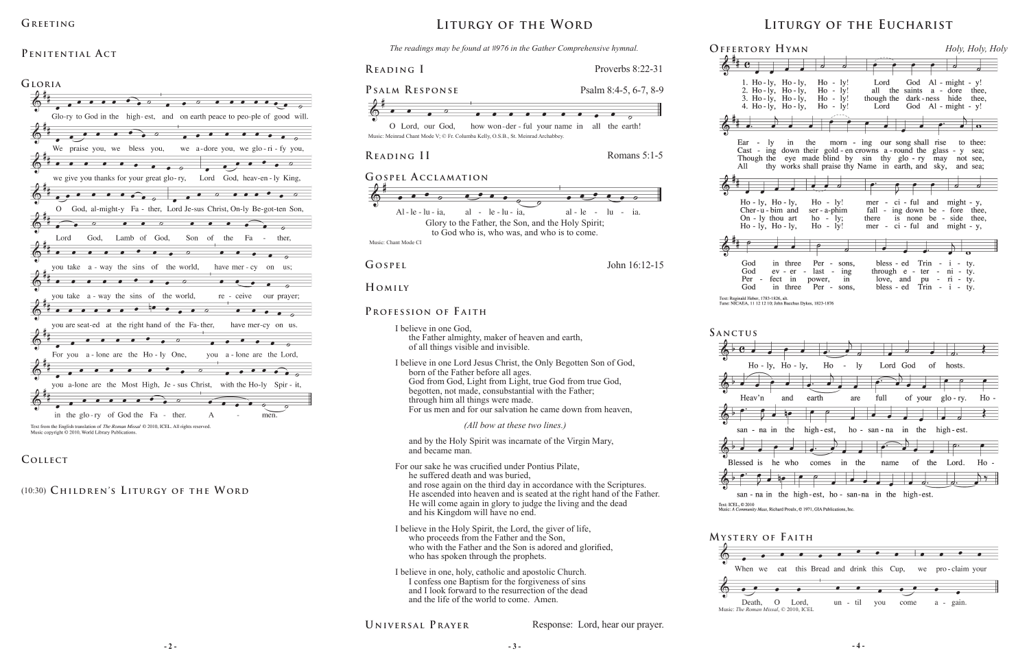## Greeting

## Penitential Act

## Gloria

Glo-ry to God in the high-est, and on earth peace to peo-ple of good will.

We praise you, we bless you, we a-dore you, we glo-ri-fy you,

we give you thanks for your great glo-ry, Lord God, heav-en-ly King,

O God, al-might-y Fa-ther, Lord Je-sus Christ, On-ly Be-got-ten Son,

Lord God, Lamb of God, Son of the Fa-ther,

you take a-way the sins of the world, have mer-cy on us;

you take a-way the sins of the world, re-ceive our prayer;

you are seat-ed at the right hand of the Fa-ther, have mer-cy on us.

For you a-lone are the Ho-ly One, you a-lone are the Lord,

you a-lone are the Most High, Je-sus Christ, with the Ho-ly Spir-it,

in the glo-ry of God the Fa-ther. A-men.

Text from the English translation of *The Roman Missal* © 2010, ICEL. All rights reserved.
Music copyright © 2010, World Library Publications.

## Collect

## (10:30) Children's Liturgy of the Word

# Liturgy of the Word

*The readings may be found at #976 in the Gather Comprehensive hymnal.*

## Reading I

Proverbs 8:22-31

## Psalm Response

Psalm 8:4-5, 6-7, 8-9

O Lord, our God, how won-der-ful your name in all the earth!

Music: Meinrad Chant Mode V; © Fr. Columba Kelly, O.S.B., St. Meinrad Archabbey.

## Reading II

Romans 5:1-5

## Gospel Acclamation

Al-le-lu-ia, al-le-lu-ia, al-le-lu-ia.

Glory to the Father, the Son, and the Holy Spirit;
to God who is, who was, and who is to come.

Music: Chant Mode CI

## Gospel

John 16:12-15

## Homily

## Profession of Faith

I believe in one God,
the Father almighty, maker of heaven and earth,
of all things visible and invisible.

I believe in one Lord Jesus Christ, the Only Begotten Son of God,
born of the Father before all ages.
God from God, Light from Light, true God from true God,
begotten, not made, consubstantial with the Father;
through him all things were made.
For us men and for our salvation he came down from heaven,

*(All bow at these two lines.)*

and by the Holy Spirit was incarnate of the Virgin Mary,
and became man.

For our sake he was crucified under Pontius Pilate,
he suffered death and was buried,
and rose again on the third day in accordance with the Scriptures.
He ascended into heaven and is seated at the right hand of the Father.
He will come again in glory to judge the living and the dead
and his Kingdom will have no end.

I believe in the Holy Spirit, the Lord, the giver of life,
who proceeds from the Father and the Son,
who with the Father and the Son is adored and glorified,
who has spoken through the prophets.

I believe in one, holy, catholic and apostolic Church.
I confess one Baptism for the forgiveness of sins
and I look forward to the resurrection of the dead
and the life of the world to come. Amen.

## Universal Prayer

Response: Lord, hear our prayer.

# Liturgy of the Eucharist

## Offertory Hymn

*Holy, Holy, Holy*

1. Ho-ly, Ho-ly, Ho-ly! Lord God Al-might-y! Ear-ly in the morn-ing our song shall rise to thee: Ho-ly, Ho-ly, Ho-ly! mer-ci-ful and might-y, God in three Per-sons, bless-ed Trin-i-ty.
2. Ho-ly, Ho-ly, Ho-ly! all the saints a-dore thee, Cast-ing down their gold-en crowns a-round the glass-y sea; Cher-u-bim and ser-a-phim fall-ing down be-fore thee, God ev-er-last-ing through e-ter-ni-ty.
3. Ho-ly, Ho-ly, Ho-ly! though the dark-ness hide thee, Though the eye made blind by sin thy glo-ry may not see, On-ly thou art ho-ly; there is none be-side thee, Per-fect in power, in love, and pu-ri-ty.
4. Ho-ly, Ho-ly, Ho-ly! Lord God Al-might-y! All thy works shall praise thy Name in earth, and sky, and sea; Ho-ly, Ho-ly, Ho-ly! mer-ci-ful and might-y, God in three Per-sons, bless-ed Trin-i-ty.

Text: Reginald Heber, 1783-1826, alt.
Tune: NICAEA, 11 12 12 10; John Bacchus Dykes, 1823-1876

## Sanctus

Ho-ly, Ho-ly, Ho-ly Lord God of hosts. Heav'n and earth are full of your glo-ry. Ho-san-na in the high-est, ho-san-na in the high-est. Blessed is he who comes in the name of the Lord. Ho-san-na in the high-est, ho-san-na in the high-est.

Text: ICEL, © 2010
Music: *A Community Mass*, Richard Proulx, © 1971, GIA Publications, Inc.

## Mystery of Faith

When we eat this Bread and drink this Cup, we pro-claim your Death, O Lord, un-til you come a-gain.

Music: *The Roman Missal*, © 2010, ICEL